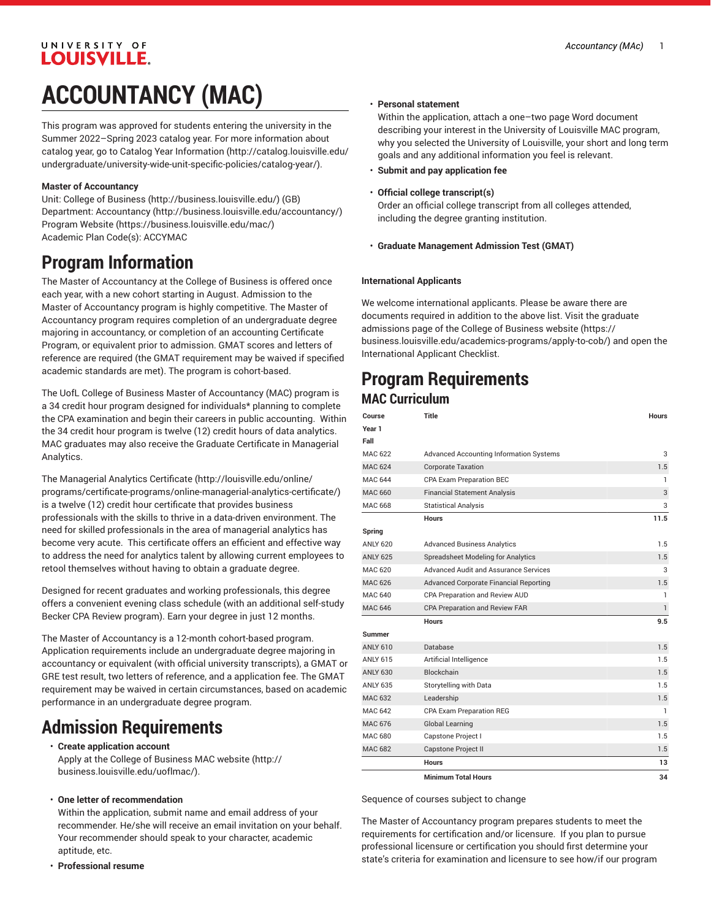# ACCOUNTANCY (MAC)

This program was approved for students entering the university in the Summer 2022–Spring 2023 catalog year. For more information about catalog year, go to Catalog Year Information (http://catalog.louisville.edu/undergraduate/university-wide-unit-specific-policies/catalog-year/).

**Master of Accountancy**

Unit: College of Business (http://business.louisville.edu/) (GB)
Department: Accountancy (http://business.louisville.edu/accountancy/)
Program Website (https://business.louisville.edu/mac/)
Academic Plan Code(s): ACCYMAC

# Program Information

The Master of Accountancy at the College of Business is offered once each year, with a new cohort starting in August. Admission to the Master of Accountancy program is highly competitive. The Master of Accountancy program requires completion of an undergraduate degree majoring in accountancy, or completion of an accounting Certificate Program, or equivalent prior to admission. GMAT scores and letters of reference are required (the GMAT requirement may be waived if specified academic standards are met). The program is cohort-based.

The UofL College of Business Master of Accountancy (MAC) program is a 34 credit hour program designed for individuals* planning to complete the CPA examination and begin their careers in public accounting. Within the 34 credit hour program is twelve (12) credit hours of data analytics. MAC graduates may also receive the Graduate Certificate in Managerial Analytics.

The Managerial Analytics Certificate (http://louisville.edu/online/programs/certificate-programs/online-managerial-analytics-certificate/) is a twelve (12) credit hour certificate that provides business professionals with the skills to thrive in a data-driven environment. The need for skilled professionals in the area of managerial analytics has become very acute. This certificate offers an efficient and effective way to address the need for analytics talent by allowing current employees to retool themselves without having to obtain a graduate degree.

Designed for recent graduates and working professionals, this degree offers a convenient evening class schedule (with an additional self-study Becker CPA Review program). Earn your degree in just 12 months.

The Master of Accountancy is a 12-month cohort-based program. Application requirements include an undergraduate degree majoring in accountancy or equivalent (with official university transcripts), a GMAT or GRE test result, two letters of reference, and a application fee. The GMAT requirement may be waived in certain circumstances, based on academic performance in an undergraduate degree program.

# Admission Requirements

- **Create application account**
  Apply at the College of Business MAC website (http://business.louisville.edu/uoflmac/).
- **One letter of recommendation**
  Within the application, submit name and email address of your recommender. He/she will receive an email invitation on your behalf. Your recommender should speak to your character, academic aptitude, etc.
- **Professional resume**
- **Personal statement**
  Within the application, attach a one–two page Word document describing your interest in the University of Louisville MAC program, why you selected the University of Louisville, your short and long term goals and any additional information you feel is relevant.
- **Submit and pay application fee**
- **Official college transcript(s)**
  Order an official college transcript from all colleges attended, including the degree granting institution.
- **Graduate Management Admission Test (GMAT)**

**International Applicants**

We welcome international applicants. Please be aware there are documents required in addition to the above list. Visit the graduate admissions page of the College of Business website (https://business.louisville.edu/academics-programs/apply-to-cob/) and open the International Applicant Checklist.

# Program Requirements

## MAC Curriculum

| Course | Title | Hours |
|---|---|---|
| **Year 1** | | |
| **Fall** | | |
| MAC 622 | Advanced Accounting Information Systems | 3 |
| MAC 624 | Corporate Taxation | 1.5 |
| MAC 644 | CPA Exam Preparation BEC | 1 |
| MAC 660 | Financial Statement Analysis | 3 |
| MAC 668 | Statistical Analysis | 3 |
| | **Hours** | **11.5** |
| **Spring** | | |
| ANLY 620 | Advanced Business Analytics | 1.5 |
| ANLY 625 | Spreadsheet Modeling for Analytics | 1.5 |
| MAC 620 | Advanced Audit and Assurance Services | 3 |
| MAC 626 | Advanced Corporate Financial Reporting | 1.5 |
| MAC 640 | CPA Preparation and Review AUD | 1 |
| MAC 646 | CPA Preparation and Review FAR | 1 |
| | **Hours** | **9.5** |
| **Summer** | | |
| ANLY 610 | Database | 1.5 |
| ANLY 615 | Artificial Intelligence | 1.5 |
| ANLY 630 | Blockchain | 1.5 |
| ANLY 635 | Storytelling with Data | 1.5 |
| MAC 632 | Leadership | 1.5 |
| MAC 642 | CPA Exam Preparation REG | 1 |
| MAC 676 | Global Learning | 1.5 |
| MAC 680 | Capstone Project I | 1.5 |
| MAC 682 | Capstone Project II | 1.5 |
| | **Hours** | **13** |
| | **Minimum Total Hours** | **34** |

Sequence of courses subject to change

The Master of Accountancy program prepares students to meet the requirements for certification and/or licensure. If you plan to pursue professional licensure or certification you should first determine your state's criteria for examination and licensure to see how/if our program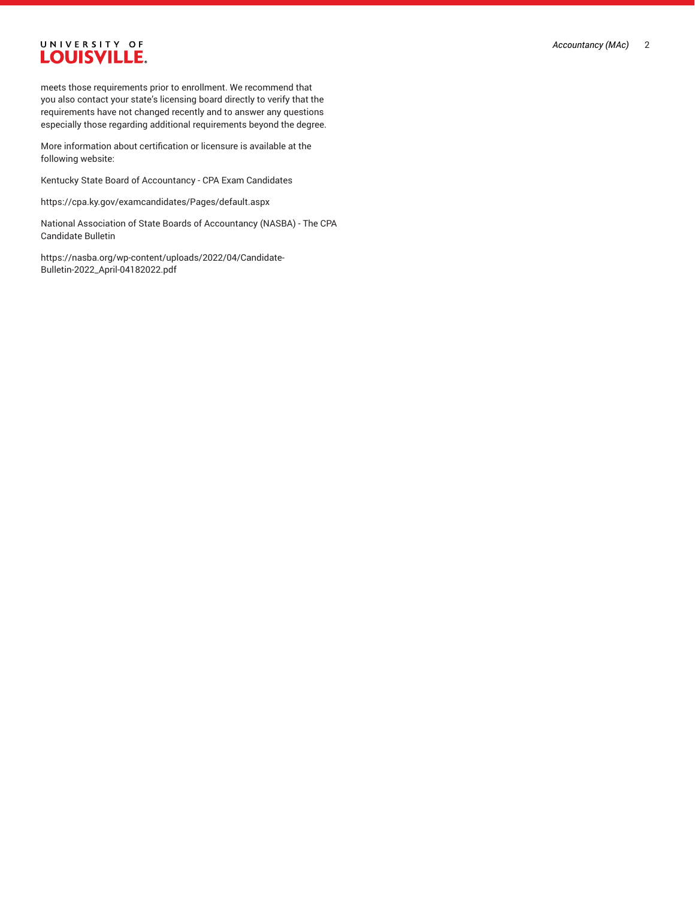meets those requirements prior to enrollment. We recommend that you also contact your state's licensing board directly to verify that the requirements have not changed recently and to answer any questions especially those regarding additional requirements beyond the degree.

More information about certification or licensure is available at the following website:

Kentucky State Board of Accountancy - CPA Exam Candidates

https://cpa.ky.gov/examcandidates/Pages/default.aspx

National Association of State Boards of Accountancy (NASBA) - The CPA Candidate Bulletin

https://nasba.org/wp-content/uploads/2022/04/Candidate-Bulletin-2022_April-04182022.pdf